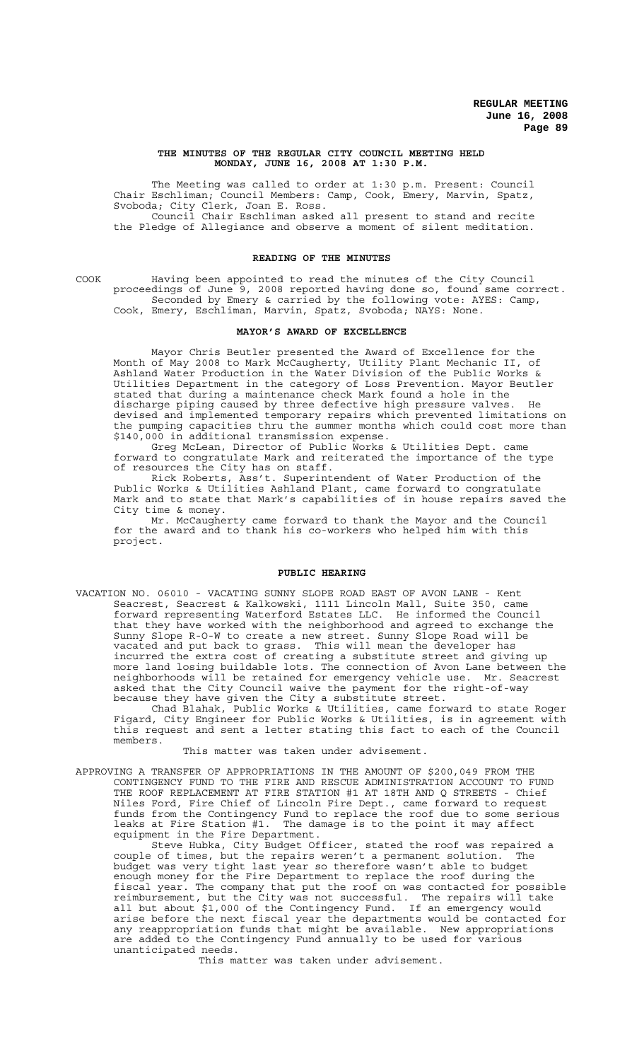# THE MINUTES OF THE REGULAR CITY COUNCIL MEETING HELD MONDAY, JUNE 16, 2008 AT 1:30 P.M.

The Meeting was called to order at 1:30 p.m. Present: Council Chair Eschliman; Council Members: Camp, Cook, Emery, Marvin, Spatz, Svoboda; City Clerk, Joan E. Ross.

Council Chair Eschliman asked all present to stand and recite the Pledge of Allegiance and observe a moment of silent meditation.

## READING OF THE MINUTES

COOK Having been appointed to read the minutes of the City Council proceedings of June 9, 2008 reported having done so, found same correct. Seconded by Emery & carried by the following vote: AYES: Camp, Cook, Emery, Eschliman, Marvin, Spatz, Svoboda; NAYS: None.

## MAYOR'S AWARD OF EXCELLENCE

Mayor Chris Beutler presented the Award of Excellence for the Month of May 2008 to Mark McCaugherty, Utility Plant Mechanic II, of Ashland Water Production in the Water Division of the Public Works & Utilities Department in the category of Loss Prevention. Mayor Beutler stated that during a maintenance check Mark found a hole in the discharge piping caused by three defective high pressure valves. He devised and implemented temporary repairs which prevented limitations on the pumping capacities thru the summer months which could cost more than $140,000 in additional transmission expense.

Greg McLean, Director of Public Works & Utilities Dept. came forward to congratulate Mark and reiterated the importance of the type of resources the City has on staff.

Rick Roberts, Ass't. Superintendent of Water Production of the Public Works & Utilities Ashland Plant, came forward to congratulate Mark and to state that Mark's capabilities of in house repairs saved the City time & money.

Mr. McCaugherty came forward to thank the Mayor and the Council for the award and to thank his co-workers who helped him with this project.

## PUBLIC HEARING

VACATION NO. 06010 - VACATING SUNNY SLOPE ROAD EAST OF AVON LANE - Kent Seacrest, Seacrest & Kalkowski, 1111 Lincoln Mall, Suite 350, came forward representing Waterford Estates LLC. He informed the Council that they have worked with the neighborhood and agreed to exchange the Sunny Slope R-O-W to create a new street. Sunny Slope Road will be vacated and put back to grass. This will mean the developer has incurred the extra cost of creating a substitute street and giving up more land losing buildable lots. The connection of Avon Lane between the neighborhoods will be retained for emergency vehicle use. Mr. Seacrest asked that the City Council waive the payment for the right-of-way because they have given the City a substitute street.

Chad Blahak, Public Works & Utilities, came forward to state Roger Figard, City Engineer for Public Works & Utilities, is in agreement with this request and sent a letter stating this fact to each of the Council members.

This matter was taken under advisement.

APPROVING A TRANSFER OF APPROPRIATIONS IN THE AMOUNT OF $200,049 FROM THE CONTINGENCY FUND TO THE FIRE AND RESCUE ADMINISTRATION ACCOUNT TO FUND THE ROOF REPLACEMENT AT FIRE STATION #1 AT 18TH AND Q STREETS - Chief Niles Ford, Fire Chief of Lincoln Fire Dept., came forward to request funds from the Contingency Fund to replace the roof due to some serious leaks at Fire Station #1. The damage is to the point it may affect equipment in the Fire Department.

Steve Hubka, City Budget Officer, stated the roof was repaired a couple of times, but the repairs weren't a permanent solution. The budget was very tight last year so therefore wasn't able to budget enough money for the Fire Department to replace the roof during the fiscal year. The company that put the roof on was contacted for possible reimbursement, but the City was not successful. The repairs will take all but about $1,000 of the Contingency Fund. If an emergency would arise before the next fiscal year the departments would be contacted for any reappropriation funds that might be available. New appropriations are added to the Contingency Fund annually to be used for various unanticipated needs.

This matter was taken under advisement.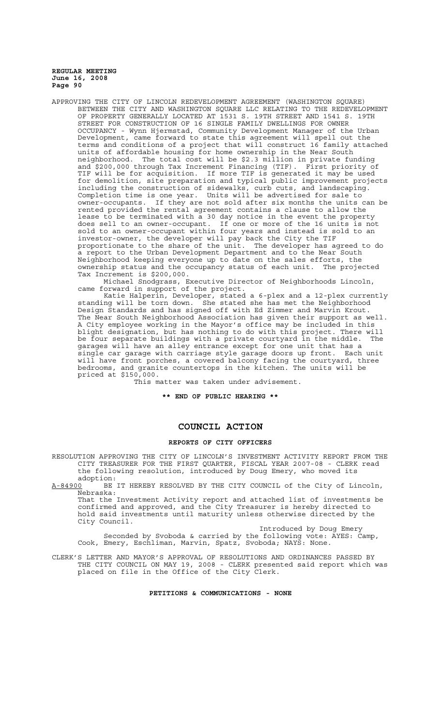APPROVING THE CITY OF LINCOLN REDEVELOPMENT AGREEMENT (WASHINGTON SQUARE) BETWEEN THE CITY AND WASHINGTON SQUARE LLC RELATING TO THE REDEVELOPMENT OF PROPERTY GENERALLY LOCATED AT 1531 S. 19TH STREET AND 1541 S. 19TH STREET FOR CONSTRUCTION OF 16 SINGLE FAMILY DWELLINGS FOR OWNER OCCUPANCY - Wynn Hjermstad, Community Development Manager of the Urban Development, came forward to state this agreement will spell out the terms and conditions of a project that will construct 16 family attached units of affordable housing for home ownership in the Near South neighborhood. The total cost will be $2.3 million in private funding and $200,000 through Tax Increment Financing (TIF). First priority of TIF will be for acquisition. If more TIF is generated it may be used for demolition, site preparation and typical public improvement projects including the construction of sidewalks, curb cuts, and landscaping. Completion time is one year. Units will be advertised for sale to owner-occupants. If they are not sold after six months the units can be rented provided the rental agreement contains a clause to allow the lease to be terminated with a 30 day notice in the event the property does sell to an owner-occupant. If one or more of the 16 units is not sold to an owner-occupant within four years and instead is sold to an investor-owner, the developer will pay back the City the TIF proportionate to the share of the unit. The developer has agreed to do a report to the Urban Development Department and to the Near South Neighborhood keeping everyone up to date on the sales efforts, the ownership status and the occupancy status of each unit. The projected Tax Increment is $200,000.

Michael Snodgrass, Executive Director of Neighborhoods Lincoln, came forward in support of the project.

Katie Halperin, Developer, stated a 6-plex and a 12-plex currently standing will be torn down. She stated she has met the Neighborhood Design Standards and has signed off with Ed Zimmer and Marvin Krout. The Near South Neighborhood Association has given their support as well. A City employee working in the Mayor's office may be included in this blight designation, but has nothing to do with this project. There will be four separate buildings with a private courtyard in the middle. The garages will have an alley entrance except for one unit that has a single car garage with carriage style garage doors up front. Each unit will have front porches, a covered balcony facing the courtyard, three bedrooms, and granite countertops in the kitchen. The units will be priced at $150,000.

This matter was taken under advisement.

**\*\* END OF PUBLIC HEARING \*\***

## COUNCIL ACTION

### REPORTS OF CITY OFFICERS

RESOLUTION APPROVING THE CITY OF LINCOLN'S INVESTMENT ACTIVITY REPORT FROM THE CITY TREASURER FOR THE FIRST QUARTER, FISCAL YEAR 2007-08 - CLERK read the following resolution, introduced by Doug Emery, who moved its adoption:

A-84900 BE IT HEREBY RESOLVED BY THE CITY COUNCIL of the City of Lincoln, Nebraska:

That the Investment Activity report and attached list of investments be confirmed and approved, and the City Treasurer is hereby directed to hold said investments until maturity unless otherwise directed by the City Council.

Introduced by Doug Emery

Seconded by Svoboda & carried by the following vote: AYES: Camp, Cook, Emery, Eschliman, Marvin, Spatz, Svoboda; NAYS: None.

CLERK'S LETTER AND MAYOR'S APPROVAL OF RESOLUTIONS AND ORDINANCES PASSED BY THE CITY COUNCIL ON MAY 19, 2008 - CLERK presented said report which was placed on file in the Office of the City Clerk.

### PETITIONS & COMMUNICATIONS - NONE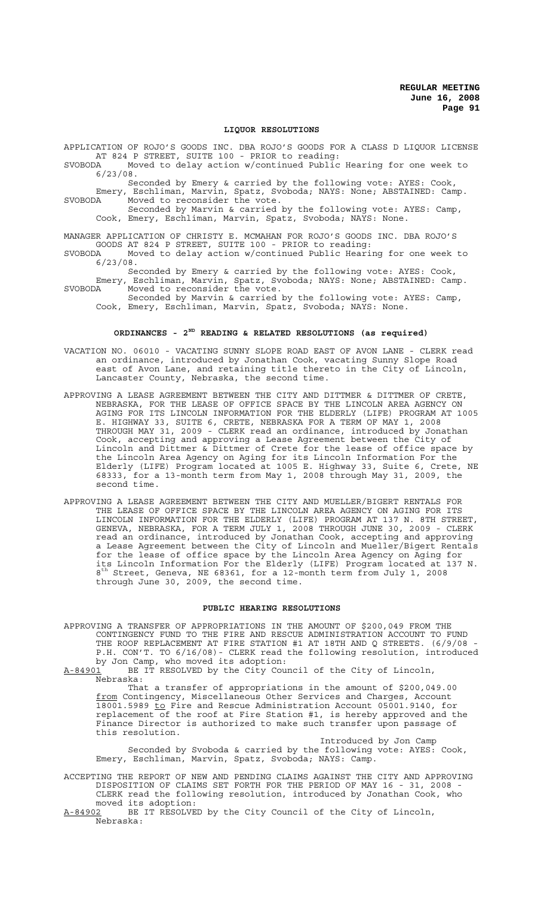## LIQUOR RESOLUTIONS

APPLICATION OF ROJO'S GOODS INC. DBA ROJO'S GOODS FOR A CLASS D LIQUOR LICENSE AT 824 P STREET, SUITE 100 - PRIOR to reading:

SVOBODA Moved to delay action w/continued Public Hearing for one week to 6/23/08.

Seconded by Emery & carried by the following vote: AYES: Cook, Emery, Eschliman, Marvin, Spatz, Svoboda; NAYS: None; ABSTAINED: Camp.

SVOBODA Moved to reconsider the vote.

Seconded by Marvin & carried by the following vote: AYES: Camp, Cook, Emery, Eschliman, Marvin, Spatz, Svoboda; NAYS: None.

MANAGER APPLICATION OF CHRISTY E. MCMAHAN FOR ROJO'S GOODS INC. DBA ROJO'S GOODS AT 824 P STREET, SUITE 100 - PRIOR to reading:

SVOBODA Moved to delay action w/continued Public Hearing for one week to 6/23/08.

Seconded by Emery & carried by the following vote: AYES: Cook, Emery, Eschliman, Marvin, Spatz, Svoboda; NAYS: None; ABSTAINED: Camp.

SVOBODA Moved to reconsider the vote.

Seconded by Marvin & carried by the following vote: AYES: Camp, Cook, Emery, Eschliman, Marvin, Spatz, Svoboda; NAYS: None.

## ORDINANCES - 2ND READING & RELATED RESOLUTIONS (as required)

VACATION NO. 06010 - VACATING SUNNY SLOPE ROAD EAST OF AVON LANE - CLERK read an ordinance, introduced by Jonathan Cook, vacating Sunny Slope Road east of Avon Lane, and retaining title thereto in the City of Lincoln, Lancaster County, Nebraska, the second time.

APPROVING A LEASE AGREEMENT BETWEEN THE CITY AND DITTMER & DITTMER OF CRETE, NEBRASKA, FOR THE LEASE OF OFFICE SPACE BY THE LINCOLN AREA AGENCY ON AGING FOR ITS LINCOLN INFORMATION FOR THE ELDERLY (LIFE) PROGRAM AT 1005 E. HIGHWAY 33, SUITE 6, CRETE, NEBRASKA FOR A TERM OF MAY 1, 2008 THROUGH MAY 31, 2009 - CLERK read an ordinance, introduced by Jonathan Cook, accepting and approving a Lease Agreement between the City of Lincoln and Dittmer & Dittmer of Crete for the lease of office space by the Lincoln Area Agency on Aging for its Lincoln Information For the Elderly (LIFE) Program located at 1005 E. Highway 33, Suite 6, Crete, NE 68333, for a 13-month term from May 1, 2008 through May 31, 2009, the second time.

APPROVING A LEASE AGREEMENT BETWEEN THE CITY AND MUELLER/BIGERT RENTALS FOR THE LEASE OF OFFICE SPACE BY THE LINCOLN AREA AGENCY ON AGING FOR ITS LINCOLN INFORMATION FOR THE ELDERLY (LIFE) PROGRAM AT 137 N. 8TH STREET, GENEVA, NEBRASKA, FOR A TERM JULY 1, 2008 THROUGH JUNE 30, 2009 - CLERK read an ordinance, introduced by Jonathan Cook, accepting and approving a Lease Agreement between the City of Lincoln and Mueller/Bigert Rentals for the lease of office space by the Lincoln Area Agency on Aging for its Lincoln Information For the Elderly (LIFE) Program located at 137 N. 8th Street, Geneva, NE 68361, for a 12-month term from July 1, 2008 through June 30, 2009, the second time.

## PUBLIC HEARING RESOLUTIONS

APPROVING A TRANSFER OF APPROPRIATIONS IN THE AMOUNT OF $200,049 FROM THE CONTINGENCY FUND TO THE FIRE AND RESCUE ADMINISTRATION ACCOUNT TO FUND THE ROOF REPLACEMENT AT FIRE STATION #1 AT 18TH AND Q STREETS. (6/9/08 - P.H. CON'T. TO 6/16/08)- CLERK read the following resolution, introduced by Jon Camp, who moved its adoption:

A-84901 BE IT RESOLVED by the City Council of the City of Lincoln, Nebraska:

That a transfer of appropriations in the amount of $200,049.00 from Contingency, Miscellaneous Other Services and Charges, Account 18001.5989 to Fire and Rescue Administration Account 05001.9140, for replacement of the roof at Fire Station #1, is hereby approved and the Finance Director is authorized to make such transfer upon passage of this resolution.

Introduced by Jon Camp

Seconded by Svoboda & carried by the following vote: AYES: Cook, Emery, Eschliman, Marvin, Spatz, Svoboda; NAYS: Camp.

ACCEPTING THE REPORT OF NEW AND PENDING CLAIMS AGAINST THE CITY AND APPROVING DISPOSITION OF CLAIMS SET FORTH FOR THE PERIOD OF MAY 16 - 31, 2008 - CLERK read the following resolution, introduced by Jonathan Cook, who moved its adoption:

A-84902 BE IT RESOLVED by the City Council of the City of Lincoln, Nebraska: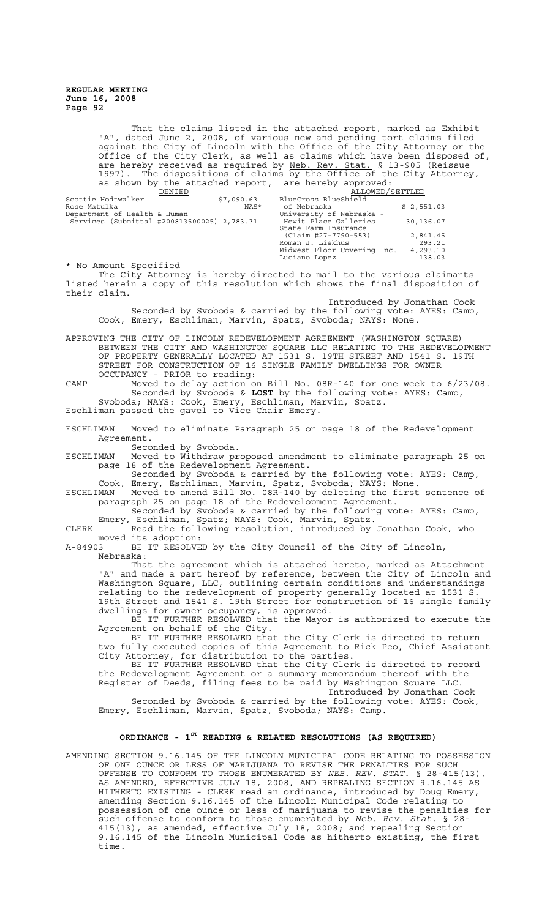That the claims listed in the attached report, marked as Exhibit "A", dated June 2, 2008, of various new and pending tort claims filed against the City of Lincoln with the Office of the City Attorney or the Office of the City Clerk, as well as claims which have been disposed of, are hereby received as required by Neb. Rev. Stat. § 13-905 (Reissue 1997). The dispositions of claims by the Office of the City Attorney, as shown by the attached report, are hereby approved:

| DENIED | | ALLOWED/SETTLED | |
|---|---|---|---|
| Scottie Hodtwalker | $7,090.63 | BlueCross BlueShield of Nebraska | $ 2,551.03 |
| Rose Matulka | NAS* | University of Nebraska - Hewit Place Galleries | 30,136.07 |
| Department of Health & Human Services (Submittal #200813500025) | 2,783.31 | State Farm Insurance (Claim #27-7790-553) | 2,841.45 |
| | | Roman J. Liekhus | 293.21 |
| | | Midwest Floor Covering Inc. | 4,293.10 |
| | | Luciano Lopez | 138.03 |

\* No Amount Specified

The City Attorney is hereby directed to mail to the various claimants listed herein a copy of this resolution which shows the final disposition of their claim.

Introduced by Jonathan Cook

Seconded by Svoboda & carried by the following vote: AYES: Camp, Cook, Emery, Eschliman, Marvin, Spatz, Svoboda; NAYS: None.

APPROVING THE CITY OF LINCOLN REDEVELOPMENT AGREEMENT (WASHINGTON SQUARE) BETWEEN THE CITY AND WASHINGTON SQUARE LLC RELATING TO THE REDEVELOPMENT OF PROPERTY GENERALLY LOCATED AT 1531 S. 19TH STREET AND 1541 S. 19TH STREET FOR CONSTRUCTION OF 16 SINGLE FAMILY DWELLINGS FOR OWNER OCCUPANCY - PRIOR to reading:

CAMP Moved to delay action on Bill No. 08R-140 for one week to 6/23/08.

Seconded by Svoboda & **LOST** by the following vote: AYES: Camp, Svoboda; NAYS: Cook, Emery, Eschliman, Marvin, Spatz.

Eschliman passed the gavel to Vice Chair Emery.

ESCHLIMAN Moved to eliminate Paragraph 25 on page 18 of the Redevelopment Agreement.

Seconded by Svoboda.

ESCHLIMAN Moved to Withdraw proposed amendment to eliminate paragraph 25 on page 18 of the Redevelopment Agreement.

Seconded by Svoboda & carried by the following vote: AYES: Camp, Cook, Emery, Eschliman, Marvin, Spatz, Svoboda; NAYS: None.

ESCHLIMAN Moved to amend Bill No. 08R-140 by deleting the first sentence of paragraph 25 on page 18 of the Redevelopment Agreement.

Seconded by Svoboda & carried by the following vote: AYES: Camp, Emery, Eschliman, Spatz; NAYS: Cook, Marvin, Spatz.

CLERK Read the following resolution, introduced by Jonathan Cook, who moved its adoption:

A-84903 BE IT RESOLVED by the City Council of the City of Lincoln, Nebraska:

That the agreement which is attached hereto, marked as Attachment "A" and made a part hereof by reference, between the City of Lincoln and Washington Square, LLC, outlining certain conditions and understandings relating to the redevelopment of property generally located at 1531 S. 19th Street and 1541 S. 19th Street for construction of 16 single family dwellings for owner occupancy, is approved.

BE IT FURTHER RESOLVED that the Mayor is authorized to execute the Agreement on behalf of the City.

BE IT FURTHER RESOLVED that the City Clerk is directed to return two fully executed copies of this Agreement to Rick Peo, Chief Assistant City Attorney, for distribution to the parties.

BE IT FURTHER RESOLVED that the City Clerk is directed to record the Redevelopment Agreement or a summary memorandum thereof with the Register of Deeds, filing fees to be paid by Washington Square LLC.

Introduced by Jonathan Cook

Seconded by Svoboda & carried by the following vote: AYES: Cook, Emery, Eschliman, Marvin, Spatz, Svoboda; NAYS: Camp.

## ORDINANCE - 1ST READING & RELATED RESOLUTIONS (AS REQUIRED)

AMENDING SECTION 9.16.145 OF THE LINCOLN MUNICIPAL CODE RELATING TO POSSESSION OF ONE OUNCE OR LESS OF MARIJUANA TO REVISE THE PENALTIES FOR SUCH OFFENSE TO CONFORM TO THOSE ENUMERATED BY *NEB. REV. STAT.* § 28-415(13), AS AMENDED, EFFECTIVE JULY 18, 2008, AND REPEALING SECTION 9.16.145 AS HITHERTO EXISTING - CLERK read an ordinance, introduced by Doug Emery, amending Section 9.16.145 of the Lincoln Municipal Code relating to possession of one ounce or less of marijuana to revise the penalties for such offense to conform to those enumerated by *Neb. Rev. Stat.* § 28-415(13), as amended, effective July 18, 2008; and repealing Section 9.16.145 of the Lincoln Municipal Code as hitherto existing, the first time.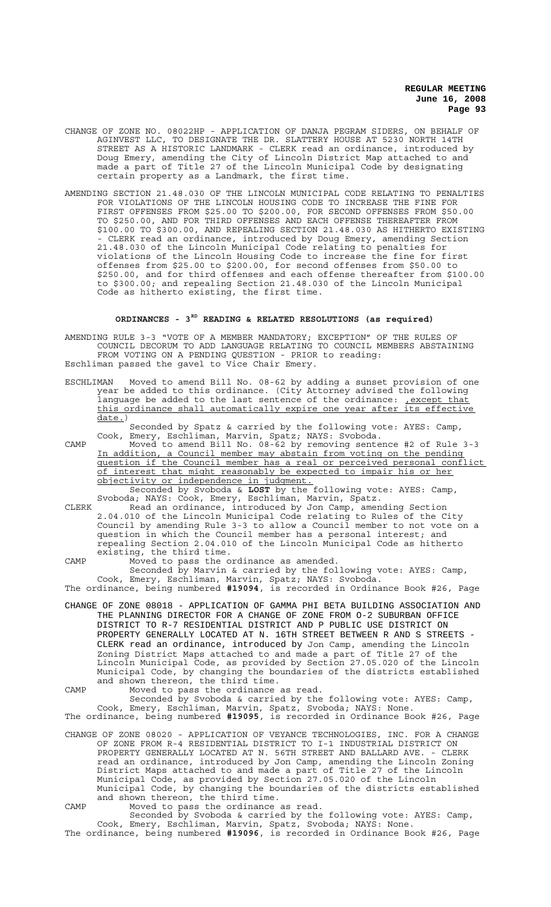CHANGE OF ZONE NO. 08022HP - APPLICATION OF DANJA PEGRAM SIDERS, ON BEHALF OF AGINVEST LLC, TO DESIGNATE THE DR. SLATTERY HOUSE AT 5230 NORTH 14TH STREET AS A HISTORIC LANDMARK - CLERK read an ordinance, introduced by Doug Emery, amending the City of Lincoln District Map attached to and made a part of Title 27 of the Lincoln Municipal Code by designating certain property as a Landmark, the first time.

AMENDING SECTION 21.48.030 OF THE LINCOLN MUNICIPAL CODE RELATING TO PENALTIES FOR VIOLATIONS OF THE LINCOLN HOUSING CODE TO INCREASE THE FINE FOR FIRST OFFENSES FROM $25.00 TO $200.00, FOR SECOND OFFENSES FROM $50.00 TO $250.00, AND FOR THIRD OFFENSES AND EACH OFFENSE THEREAFTER FROM $100.00 TO $300.00, AND REPEALING SECTION 21.48.030 AS HITHERTO EXISTING - CLERK read an ordinance, introduced by Doug Emery, amending Section 21.48.030 of the Lincoln Municipal Code relating to penalties for violations of the Lincoln Housing Code to increase the fine for first offenses from $25.00 to $200.00, for second offenses from $50.00 to $250.00, and for third offenses and each offense thereafter from $100.00 to $300.00; and repealing Section 21.48.030 of the Lincoln Municipal Code as hitherto existing, the first time.

## ORDINANCES - 3RD READING & RELATED RESOLUTIONS (as required)

AMENDING RULE 3-3 "VOTE OF A MEMBER MANDATORY; EXCEPTION" OF THE RULES OF COUNCIL DECORUM TO ADD LANGUAGE RELATING TO COUNCIL MEMBERS ABSTAINING FROM VOTING ON A PENDING QUESTION - PRIOR to reading:
Eschliman passed the gavel to Vice Chair Emery.

ESCHLIMAN Moved to amend Bill No. 08-62 by adding a sunset provision of one year be added to this ordinance. (City Attorney advised the following language be added to the last sentence of the ordinance: ,except that this ordinance shall automatically expire one year after its effective date.)
Seconded by Spatz & carried by the following vote: AYES: Camp, Cook, Emery, Eschliman, Marvin, Spatz; NAYS: Svoboda.

CAMP Moved to amend Bill No. 08-62 by removing sentence #2 of Rule 3-3 In addition, a Council member may abstain from voting on the pending question if the Council member has a real or perceived personal conflict of interest that might reasonably be expected to impair his or her objectivity or independence in judgment.
Seconded by Svoboda & **LOST** by the following vote: AYES: Camp, Svoboda; NAYS: Cook, Emery, Eschliman, Marvin, Spatz.

CLERK Read an ordinance, introduced by Jon Camp, amending Section 2.04.010 of the Lincoln Municipal Code relating to Rules of the City Council by amending Rule 3-3 to allow a Council member to not vote on a question in which the Council member has a personal interest; and repealing Section 2.04.010 of the Lincoln Municipal Code as hitherto existing, the third time.

CAMP Moved to pass the ordinance as amended.
Seconded by Marvin & carried by the following vote: AYES: Camp, Cook, Emery, Eschliman, Marvin, Spatz; NAYS: Svoboda.
The ordinance, being numbered **#19094**, is recorded in Ordinance Book #26, Page

CHANGE OF ZONE 08018 - APPLICATION OF GAMMA PHI BETA BUILDING ASSOCIATION AND THE PLANNING DIRECTOR FOR A CHANGE OF ZONE FROM O-2 SUBURBAN OFFICE DISTRICT TO R-7 RESIDENTIAL DISTRICT AND P PUBLIC USE DISTRICT ON PROPERTY GENERALLY LOCATED AT N. 16TH STREET BETWEEN R AND S STREETS - CLERK read an ordinance, introduced by Jon Camp, amending the Lincoln Zoning District Maps attached to and made a part of Title 27 of the Lincoln Municipal Code, as provided by Section 27.05.020 of the Lincoln Municipal Code, by changing the boundaries of the districts established and shown thereon, the third time.

CAMP Moved to pass the ordinance as read.
Seconded by Svoboda & carried by the following vote: AYES: Camp, Cook, Emery, Eschliman, Marvin, Spatz, Svoboda; NAYS: None.
The ordinance, being numbered **#19095**, is recorded in Ordinance Book #26, Page

CHANGE OF ZONE 08020 - APPLICATION OF VEYANCE TECHNOLOGIES, INC. FOR A CHANGE OF ZONE FROM R-4 RESIDENTIAL DISTRICT TO I-1 INDUSTRIAL DISTRICT ON PROPERTY GENERALLY LOCATED AT N. 56TH STREET AND BALLARD AVE. - CLERK read an ordinance, introduced by Jon Camp, amending the Lincoln Zoning District Maps attached to and made a part of Title 27 of the Lincoln Municipal Code, as provided by Section 27.05.020 of the Lincoln Municipal Code, by changing the boundaries of the districts established and shown thereon, the third time.

CAMP Moved to pass the ordinance as read.
Seconded by Svoboda & carried by the following vote: AYES: Camp, Cook, Emery, Eschliman, Marvin, Spatz, Svoboda; NAYS: None.
The ordinance, being numbered **#19096**, is recorded in Ordinance Book #26, Page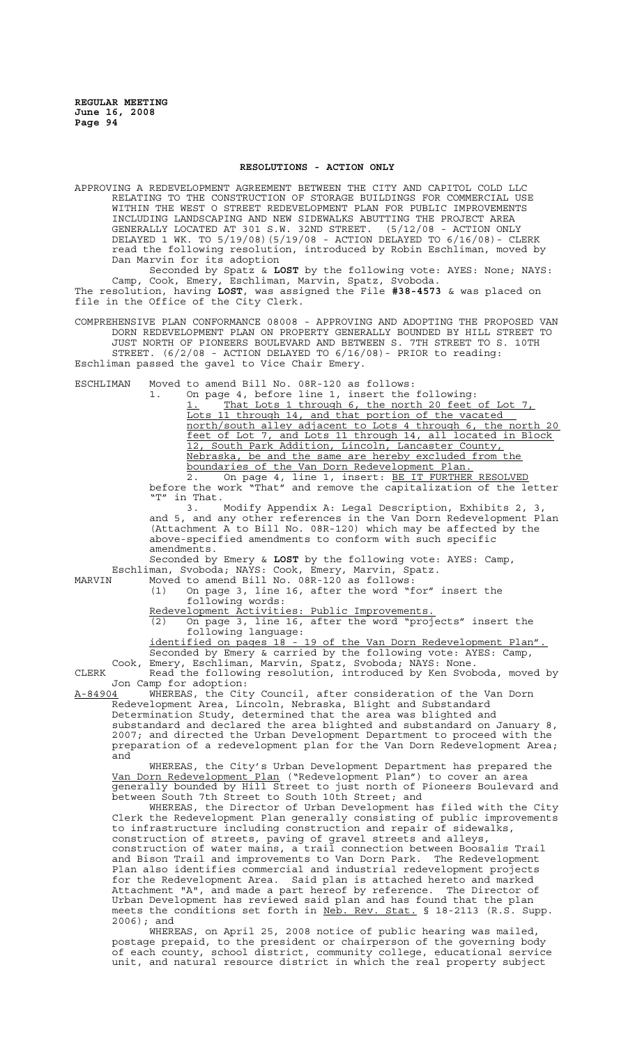## RESOLUTIONS - ACTION ONLY

APPROVING A REDEVELOPMENT AGREEMENT BETWEEN THE CITY AND CAPITOL COLD LLC RELATING TO THE CONSTRUCTION OF STORAGE BUILDINGS FOR COMMERCIAL USE WITHIN THE WEST O STREET REDEVELOPMENT PLAN FOR PUBLIC IMPROVEMENTS INCLUDING LANDSCAPING AND NEW SIDEWALKS ABUTTING THE PROJECT AREA GENERALLY LOCATED AT 301 S.W. 32ND STREET. (5/12/08 - ACTION ONLY DELAYED 1 WK. TO 5/19/08)(5/19/08 - ACTION DELAYED TO 6/16/08)- CLERK read the following resolution, introduced by Robin Eschliman, moved by Dan Marvin for its adoption

Seconded by Spatz & **LOST** by the following vote: AYES: None; NAYS: Camp, Cook, Emery, Eschliman, Marvin, Spatz, Svoboda.

The resolution, having **LOST**, was assigned the File **#38-4573** & was placed on file in the Office of the City Clerk.

COMPREHENSIVE PLAN CONFORMANCE 08008 - APPROVING AND ADOPTING THE PROPOSED VAN DORN REDEVELOPMENT PLAN ON PROPERTY GENERALLY BOUNDED BY HILL STREET TO JUST NORTH OF PIONEERS BOULEVARD AND BETWEEN S. 7TH STREET TO S. 10TH STREET. (6/2/08 - ACTION DELAYED TO 6/16/08)- PRIOR to reading: Eschliman passed the gavel to Vice Chair Emery.

ESCHLIMAN Moved to amend Bill No. 08R-120 as follows:

1. On page 4, before line 1, insert the following:
   <u>1. That Lots 1 through 6, the north 20 feet of Lot 7, Lots 11 through 14, and that portion of the vacated north/south alley adjacent to Lots 4 through 6, the north 20 feet of Lot 7, and Lots 11 through 14, all located in Block 12, South Park Addition, Lincoln, Lancaster County, Nebraska, be and the same are hereby excluded from the boundaries of the Van Dorn Redevelopment Plan.</u>
2. On page 4, line 1, insert: <u>BE IT FURTHER RESOLVED</u> before the work "That" and remove the capitalization of the letter "T" in That.
3. Modify Appendix A: Legal Description, Exhibits 2, 3, and 5, and any other references in the Van Dorn Redevelopment Plan (Attachment A to Bill No. 08R-120) which may be affected by the above-specified amendments to conform with such specific amendments.

Seconded by Emery & **LOST** by the following vote: AYES: Camp, Eschliman, Svoboda; NAYS: Cook, Emery, Marvin, Spatz.

MARVIN Moved to amend Bill No. 08R-120 as follows:

(1) On page 3, line 16, after the word "for" insert the following words:
<u>Redevelopment Activities: Public Improvements.</u>

(2) On page 3, line 16, after the word "projects" insert the following language:
<u>identified on pages 18 - 19 of the Van Dorn Redevelopment Plan".</u>

Seconded by Emery & carried by the following vote: AYES: Camp, Cook, Emery, Eschliman, Marvin, Spatz, Svoboda; NAYS: None.

CLERK Read the following resolution, introduced by Ken Svoboda, moved by Jon Camp for adoption:

<u>A-84904</u> WHEREAS, the City Council, after consideration of the Van Dorn Redevelopment Area, Lincoln, Nebraska, Blight and Substandard Determination Study, determined that the area was blighted and substandard and declared the area blighted and substandard on January 8, 2007; and directed the Urban Development Department to proceed with the preparation of a redevelopment plan for the Van Dorn Redevelopment Area; and

WHEREAS, the City's Urban Development Department has prepared the <u>Van Dorn Redevelopment Plan</u> ("Redevelopment Plan") to cover an area generally bounded by Hill Street to just north of Pioneers Boulevard and between South 7th Street to South 10th Street; and

WHEREAS, the Director of Urban Development has filed with the City Clerk the Redevelopment Plan generally consisting of public improvements to infrastructure including construction and repair of sidewalks, construction of streets, paving of gravel streets and alleys, construction of water mains, a trail connection between Boosalis Trail and Bison Trail and improvements to Van Dorn Park. The Redevelopment Plan also identifies commercial and industrial redevelopment projects for the Redevelopment Area. Said plan is attached hereto and marked Attachment "A", and made a part hereof by reference. The Director of Urban Development has reviewed said plan and has found that the plan meets the conditions set forth in <u>Neb. Rev. Stat.</u> § 18-2113 (R.S. Supp. 2006); and

WHEREAS, on April 25, 2008 notice of public hearing was mailed, postage prepaid, to the president or chairperson of the governing body of each county, school district, community college, educational service unit, and natural resource district in which the real property subject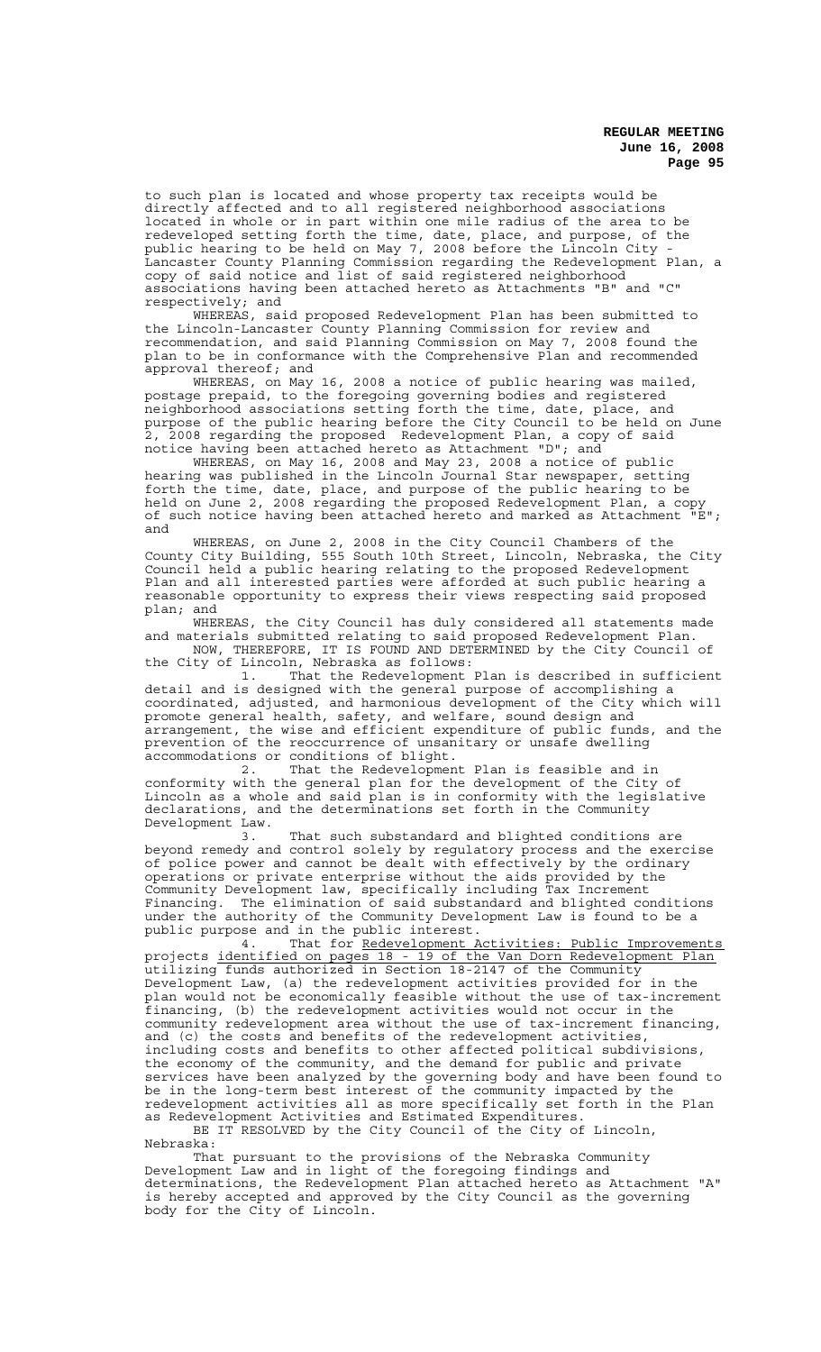to such plan is located and whose property tax receipts would be directly affected and to all registered neighborhood associations located in whole or in part within one mile radius of the area to be redeveloped setting forth the time, date, place, and purpose, of the public hearing to be held on May 7, 2008 before the Lincoln City - Lancaster County Planning Commission regarding the Redevelopment Plan, a copy of said notice and list of said registered neighborhood associations having been attached hereto as Attachments "B" and "C" respectively; and

WHEREAS, said proposed Redevelopment Plan has been submitted to the Lincoln-Lancaster County Planning Commission for review and recommendation, and said Planning Commission on May 7, 2008 found the plan to be in conformance with the Comprehensive Plan and recommended approval thereof; and

WHEREAS, on May 16, 2008 a notice of public hearing was mailed, postage prepaid, to the foregoing governing bodies and registered neighborhood associations setting forth the time, date, place, and purpose of the public hearing before the City Council to be held on June 2, 2008 regarding the proposed Redevelopment Plan, a copy of said notice having been attached hereto as Attachment "D"; and

WHEREAS, on May 16, 2008 and May 23, 2008 a notice of public hearing was published in the Lincoln Journal Star newspaper, setting forth the time, date, place, and purpose of the public hearing to be held on June 2, 2008 regarding the proposed Redevelopment Plan, a copy of such notice having been attached hereto and marked as Attachment "E"; and

WHEREAS, on June 2, 2008 in the City Council Chambers of the County City Building, 555 South 10th Street, Lincoln, Nebraska, the City Council held a public hearing relating to the proposed Redevelopment Plan and all interested parties were afforded at such public hearing a reasonable opportunity to express their views respecting said proposed plan; and

WHEREAS, the City Council has duly considered all statements made and materials submitted relating to said proposed Redevelopment Plan.

NOW, THEREFORE, IT IS FOUND AND DETERMINED by the City Council of the City of Lincoln, Nebraska as follows:

1. That the Redevelopment Plan is described in sufficient detail and is designed with the general purpose of accomplishing a coordinated, adjusted, and harmonious development of the City which will promote general health, safety, and welfare, sound design and arrangement, the wise and efficient expenditure of public funds, and the prevention of the reoccurrence of unsanitary or unsafe dwelling accommodations or conditions of blight.

2. That the Redevelopment Plan is feasible and in conformity with the general plan for the development of the City of Lincoln as a whole and said plan is in conformity with the legislative declarations, and the determinations set forth in the Community Development Law.

3. That such substandard and blighted conditions are beyond remedy and control solely by regulatory process and the exercise of police power and cannot be dealt with effectively by the ordinary operations or private enterprise without the aids provided by the Community Development law, specifically including Tax Increment Financing. The elimination of said substandard and blighted conditions under the authority of the Community Development Law is found to be a public purpose and in the public interest.

4. That for Redevelopment Activities: Public Improvements projects identified on pages 18 - 19 of the Van Dorn Redevelopment Plan utilizing funds authorized in Section 18-2147 of the Community Development Law, (a) the redevelopment activities provided for in the plan would not be economically feasible without the use of tax-increment financing, (b) the redevelopment activities would not occur in the community redevelopment area without the use of tax-increment financing, and (c) the costs and benefits of the redevelopment activities, including costs and benefits to other affected political subdivisions, the economy of the community, and the demand for public and private services have been analyzed by the governing body and have been found to be in the long-term best interest of the community impacted by the redevelopment activities all as more specifically set forth in the Plan as Redevelopment Activities and Estimated Expenditures.

BE IT RESOLVED by the City Council of the City of Lincoln, Nebraska:

That pursuant to the provisions of the Nebraska Community Development Law and in light of the foregoing findings and determinations, the Redevelopment Plan attached hereto as Attachment "A" is hereby accepted and approved by the City Council as the governing body for the City of Lincoln.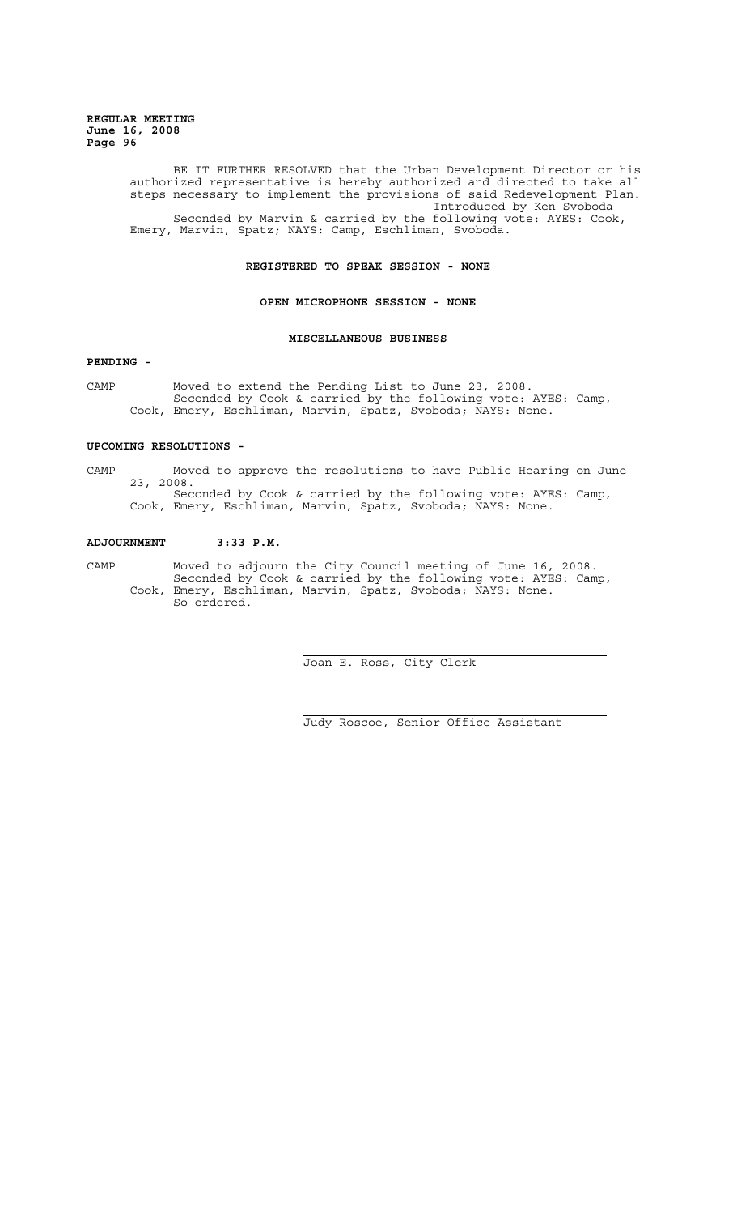BE IT FURTHER RESOLVED that the Urban Development Director or his authorized representative is hereby authorized and directed to take all steps necessary to implement the provisions of said Redevelopment Plan.

Introduced by Ken Svoboda

Seconded by Marvin & carried by the following vote: AYES: Cook, Emery, Marvin, Spatz; NAYS: Camp, Eschliman, Svoboda.

**REGISTERED TO SPEAK SESSION - NONE**

**OPEN MICROPHONE SESSION - NONE**

**MISCELLANEOUS BUSINESS**

**PENDING -**

CAMP Moved to extend the Pending List to June 23, 2008.
Seconded by Cook & carried by the following vote: AYES: Camp, Cook, Emery, Eschliman, Marvin, Spatz, Svoboda; NAYS: None.

**UPCOMING RESOLUTIONS -**

CAMP Moved to approve the resolutions to have Public Hearing on June 23, 2008.
Seconded by Cook & carried by the following vote: AYES: Camp, Cook, Emery, Eschliman, Marvin, Spatz, Svoboda; NAYS: None.

**ADJOURNMENT 3:33 P.M.**

CAMP Moved to adjourn the City Council meeting of June 16, 2008.
Seconded by Cook & carried by the following vote: AYES: Camp, Cook, Emery, Eschliman, Marvin, Spatz, Svoboda; NAYS: None.
So ordered.

Joan E. Ross, City Clerk

Judy Roscoe, Senior Office Assistant